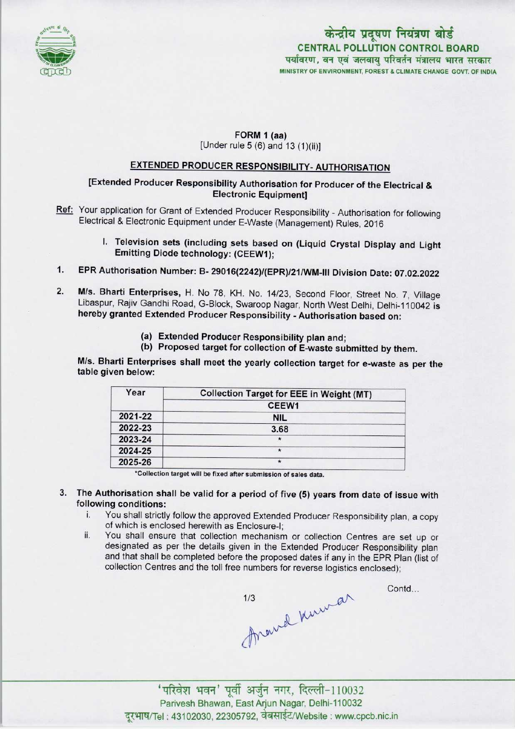केन्द्रीय प्रदूषण नियंत्रण बोर्ड
**CENTRAL POLLUTION CONTROL BOARD**
पर्यावरण, वन एवं जलवायु परिवर्तन मंत्रालय भारत सरकार
MINISTRY OF ENVIRONMENT, FOREST & CLIMATE CHANGE GOVT. OF INDIA

**FORM 1 (aa)**
[Under rule 5 (6) and 13 (1)(ii)]

## EXTENDED PRODUCER RESPONSIBILITY- AUTHORISATION

**[Extended Producer Responsibility Authorisation for Producer of the Electrical & Electronic Equipment]**

**Ref:** Your application for Grant of Extended Producer Responsibility - Authorisation for following Electrical & Electronic Equipment under E-Waste (Management) Rules, 2016

I. **Television sets (including sets based on (Liquid Crystal Display and Light Emitting Diode technology: (CEEW1);**

1. **EPR Authorisation Number: B- 29016(2242)/(EPR)/21/WM-III Division Date: 07.02.2022**

2. **M/s. Bharti Enterprises,** H. No 78, KH. No. 14/23, Second Floor, Street No. 7, Village Libaspur, Rajiv Gandhi Road, G-Block, Swaroop Nagar, North West Delhi, Delhi-110042 is **hereby granted Extended Producer Responsibility - Authorisation based on:**

   **(a) Extended Producer Responsibility plan and;**
   **(b) Proposed target for collection of E-waste submitted by them.**

**M/s. Bharti Enterprises shall meet the yearly collection target for e-waste as per the table given below:**

| Year | Collection Target for EEE in Weight (MT) |
|---|---|
| | CEEW1 |
| 2021-22 | NIL |
| 2022-23 | 3.68 |
| 2023-24 | * |
| 2024-25 | * |
| 2025-26 | * |

*Collection target will be fixed after submission of sales data.

3. **The Authorisation shall be valid for a period of five (5) years from date of issue with following conditions:**
   i. You shall strictly follow the approved Extended Producer Responsibility plan, a copy of which is enclosed herewith as Enclosure-I;
   ii. You shall ensure that collection mechanism or collection Centres are set up or designated as per the details given in the Extended Producer Responsibility plan and that shall be completed before the proposed dates if any in the EPR Plan (list of collection Centres and the toll free numbers for reverse logistics enclosed);

Contd...

'परिवेश भवन' पूर्वी अर्जुन नगर, दिल्ली-110032
Parivesh Bhawan, East Arjun Nagar, Delhi-110032
दूरभाष/Tel : 43102030, 22305792, वेबसाईट/Website : www.cpcb.nic.in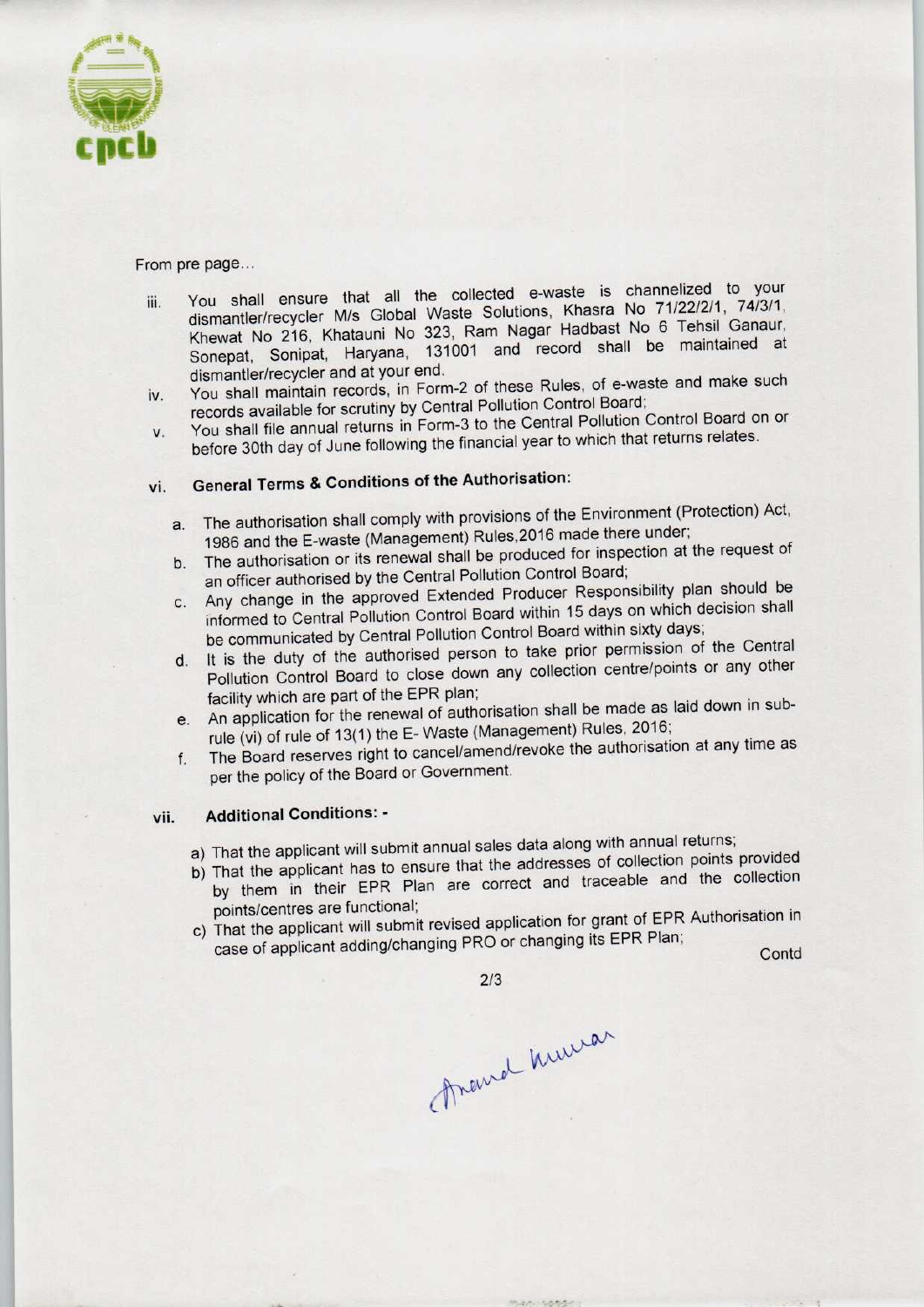From pre page...

iii. You shall ensure that all the collected e-waste is channelized to your dismantler/recycler M/s Global Waste Solutions, Khasra No 71/22/2/1, 74/3/1, Khewat No 216, Khatauni No 323, Ram Nagar Hadbast No 6 Tehsil Ganaur, Sonepat, Sonipat, Haryana, 131001 and record shall be maintained at dismantler/recycler and at your end.

iv. You shall maintain records, in Form-2 of these Rules, of e-waste and make such records available for scrutiny by Central Pollution Control Board;

v. You shall file annual returns in Form-3 to the Central Pollution Control Board on or before 30th day of June following the financial year to which that returns relates.

vi. **General Terms & Conditions of the Authorisation:**

a. The authorisation shall comply with provisions of the Environment (Protection) Act, 1986 and the E-waste (Management) Rules,2016 made there under;

b. The authorisation or its renewal shall be produced for inspection at the request of an officer authorised by the Central Pollution Control Board;

c. Any change in the approved Extended Producer Responsibility plan should be informed to Central Pollution Control Board within 15 days on which decision shall be communicated by Central Pollution Control Board within sixty days;

d. It is the duty of the authorised person to take prior permission of the Central Pollution Control Board to close down any collection centre/points or any other facility which are part of the EPR plan;

e. An application for the renewal of authorisation shall be made as laid down in sub-rule (vi) of rule of 13(1) the E- Waste (Management) Rules, 2016;

f. The Board reserves right to cancel/amend/revoke the authorisation at any time as per the policy of the Board or Government.

vii. **Additional Conditions: -**

a) That the applicant will submit annual sales data along with annual returns;

b) That the applicant has to ensure that the addresses of collection points provided by them in their EPR Plan are correct and traceable and the collection points/centres are functional;

c) That the applicant will submit revised application for grant of EPR Authorisation in case of applicant adding/changing PRO or changing its EPR Plan;

Contd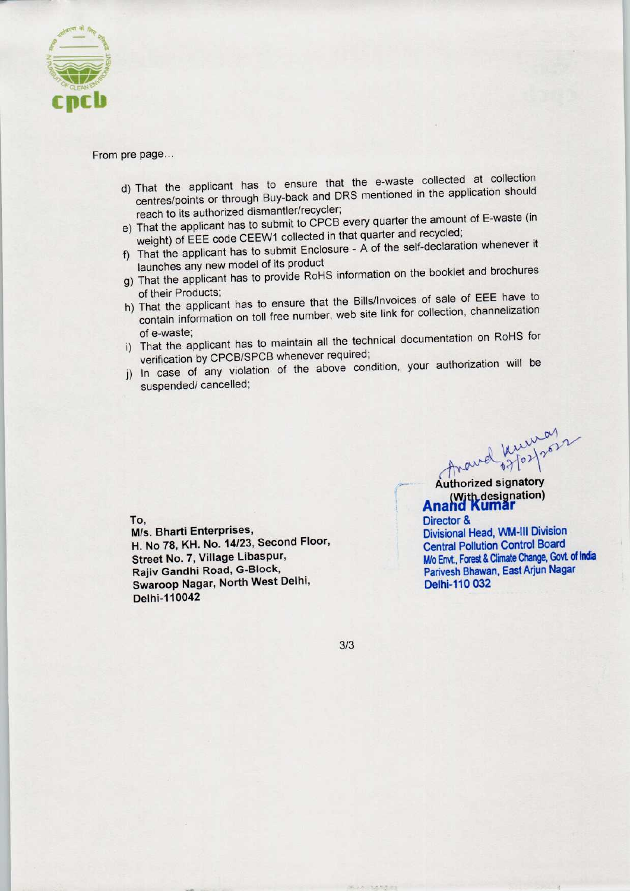From pre page...

d) That the applicant has to ensure that the e-waste collected at collection centres/points or through Buy-back and DRS mentioned in the application should reach to its authorized dismantler/recycler;
e) That the applicant has to submit to CPCB every quarter the amount of E-waste (in weight) of EEE code CEEW1 collected in that quarter and recycled;
f) That the applicant has to submit Enclosure - A of the self-declaration whenever it launches any new model of its product
g) That the applicant has to provide RoHS information on the booklet and brochures of their Products;
h) That the applicant has to ensure that the Bills/Invoices of sale of EEE have to contain information on toll free number, web site link for collection, channelization of e-waste;
i) That the applicant has to maintain all the technical documentation on RoHS for verification by CPCB/SPCB whenever required;
j) In case of any violation of the above condition, your authorization will be suspended/ cancelled;

Anand Kumar 07/02/2022

**Authorized signatory**
**(With designation)**

**Anand Kumar**
Director &
Divisional Head, WM-III Division
Central Pollution Control Board
M/o Envt., Forest & Climate Change, Govt. of India
Parivesh Bhawan, East Arjun Nagar
Delhi-110 032

To,
**M/s. Bharti Enterprises,**
**H. No 78, KH. No. 14/23, Second Floor,**
**Street No. 7, Village Libaspur,**
**Rajiv Gandhi Road, G-Block,**
**Swaroop Nagar, North West Delhi,**
**Delhi-110042**